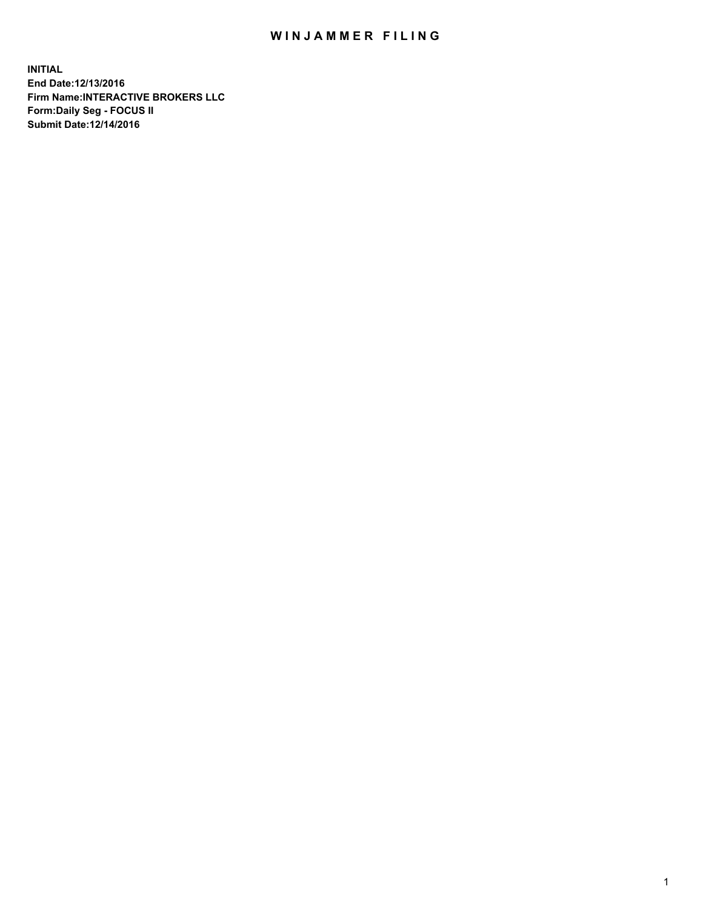# WINJAMMER FILING

**INITIAL**
**End Date:12/13/2016**
**Firm Name:INTERACTIVE BROKERS LLC**
**Form:Daily Seg - FOCUS II**
**Submit Date:12/14/2016**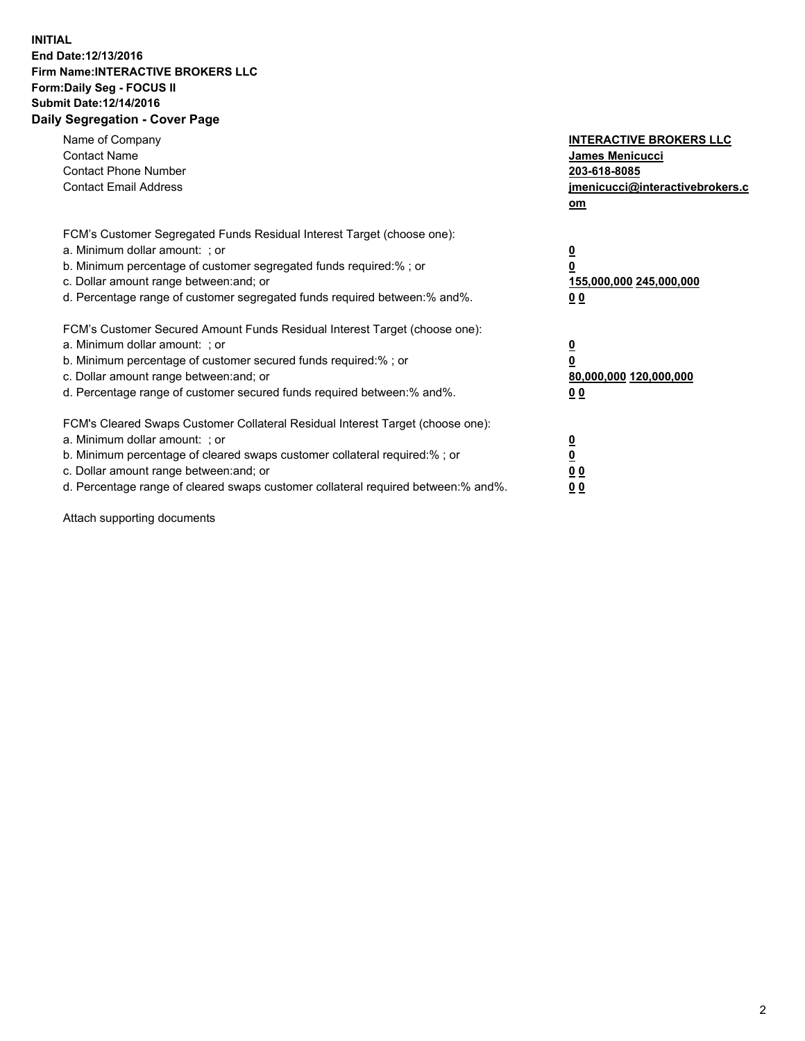**INITIAL**
**End Date:12/13/2016**
**Firm Name:INTERACTIVE BROKERS LLC**
**Form:Daily Seg - FOCUS II**
**Submit Date:12/14/2016**
**Daily Segregation - Cover Page**

| | |
|---|---|
| Name of Company | **INTERACTIVE BROKERS LLC** |
| Contact Name | **James Menicucci** |
| Contact Phone Number | **203-618-8085** |
| Contact Email Address | **jmenicucci@interactivebrokers.com** |

| | |
|---|---|
| FCM's Customer Segregated Funds Residual Interest Target (choose one): | |
| a. Minimum dollar amount: ; or | **0** |
| b. Minimum percentage of customer segregated funds required:% ; or | **0** |
| c. Dollar amount range between:and; or | **155,000,000** **245,000,000** |
| d. Percentage range of customer segregated funds required between:% and%. | **0** **0** |

| | |
|---|---|
| FCM's Customer Secured Amount Funds Residual Interest Target (choose one): | |
| a. Minimum dollar amount: ; or | **0** |
| b. Minimum percentage of customer secured funds required:% ; or | **0** |
| c. Dollar amount range between:and; or | **80,000,000** **120,000,000** |
| d. Percentage range of customer secured funds required between:% and%. | **0** **0** |

| | |
|---|---|
| FCM's Cleared Swaps Customer Collateral Residual Interest Target (choose one): | |
| a. Minimum dollar amount: ; or | **0** |
| b. Minimum percentage of cleared swaps customer collateral required:% ; or | **0** |
| c. Dollar amount range between:and; or | **0** **0** |
| d. Percentage range of cleared swaps customer collateral required between:% and%. | **0** **0** |

Attach supporting documents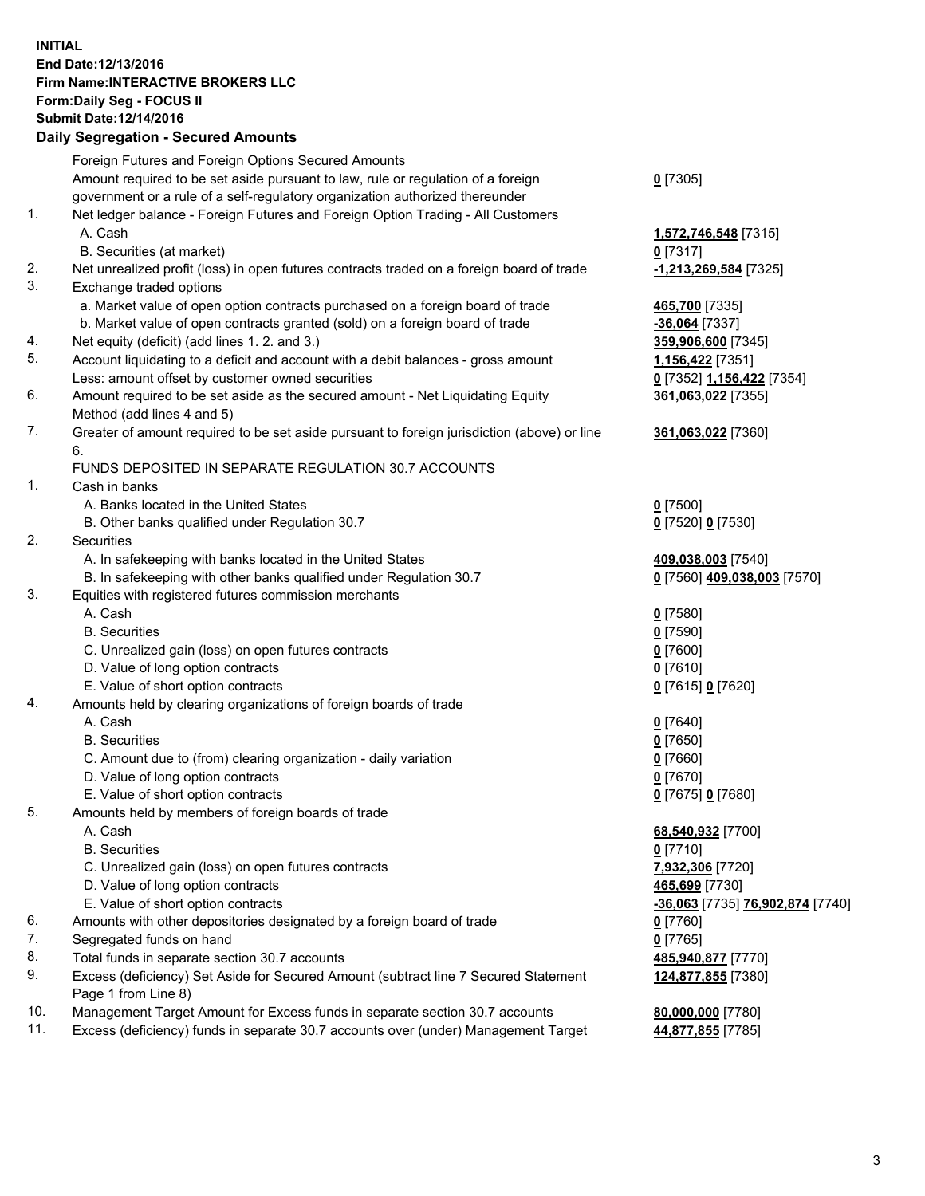**INITIAL**
**End Date:12/13/2016**
**Firm Name:INTERACTIVE BROKERS LLC**
**Form:Daily Seg - FOCUS II**
**Submit Date:12/14/2016**

## Daily Segregation - Secured Amounts

| | | |
|---|---|---|
| | Foreign Futures and Foreign Options Secured Amounts | |
| | Amount required to be set aside pursuant to law, rule or regulation of a foreign government or a rule of a self-regulatory organization authorized thereunder | **0** [7305] |
| 1. | Net ledger balance - Foreign Futures and Foreign Option Trading - All Customers | |
| | A. Cash | **1,572,746,548** [7315] |
| | B. Securities (at market) | **0** [7317] |
| 2. | Net unrealized profit (loss) in open futures contracts traded on a foreign board of trade | **-1,213,269,584** [7325] |
| 3. | Exchange traded options | |
| | a. Market value of open option contracts purchased on a foreign board of trade | **465,700** [7335] |
| | b. Market value of open contracts granted (sold) on a foreign board of trade | **-36,064** [7337] |
| 4. | Net equity (deficit) (add lines 1. 2. and 3.) | **359,906,600** [7345] |
| 5. | Account liquidating to a deficit and account with a debit balances - gross amount | **1,156,422** [7351] |
| | Less: amount offset by customer owned securities | **0** [7352] **1,156,422** [7354] |
| 6. | Amount required to be set aside as the secured amount - Net Liquidating Equity Method (add lines 4 and 5) | **361,063,022** [7355] |
| 7. | Greater of amount required to be set aside pursuant to foreign jurisdiction (above) or line 6. | **361,063,022** [7360] |
| | FUNDS DEPOSITED IN SEPARATE REGULATION 30.7 ACCOUNTS | |
| 1. | Cash in banks | |
| | A. Banks located in the United States | **0** [7500] |
| | B. Other banks qualified under Regulation 30.7 | **0** [7520] **0** [7530] |
| 2. | Securities | |
| | A. In safekeeping with banks located in the United States | **409,038,003** [7540] |
| | B. In safekeeping with other banks qualified under Regulation 30.7 | **0** [7560] **409,038,003** [7570] |
| 3. | Equities with registered futures commission merchants | |
| | A. Cash | **0** [7580] |
| | B. Securities | **0** [7590] |
| | C. Unrealized gain (loss) on open futures contracts | **0** [7600] |
| | D. Value of long option contracts | **0** [7610] |
| | E. Value of short option contracts | **0** [7615] **0** [7620] |
| 4. | Amounts held by clearing organizations of foreign boards of trade | |
| | A. Cash | **0** [7640] |
| | B. Securities | **0** [7650] |
| | C. Amount due to (from) clearing organization - daily variation | **0** [7660] |
| | D. Value of long option contracts | **0** [7670] |
| | E. Value of short option contracts | **0** [7675] **0** [7680] |
| 5. | Amounts held by members of foreign boards of trade | |
| | A. Cash | **68,540,932** [7700] |
| | B. Securities | **0** [7710] |
| | C. Unrealized gain (loss) on open futures contracts | **7,932,306** [7720] |
| | D. Value of long option contracts | **465,699** [7730] |
| | E. Value of short option contracts | **-36,063** [7735] **76,902,874** [7740] |
| 6. | Amounts with other depositories designated by a foreign board of trade | **0** [7760] |
| 7. | Segregated funds on hand | **0** [7765] |
| 8. | Total funds in separate section 30.7 accounts | **485,940,877** [7770] |
| 9. | Excess (deficiency) Set Aside for Secured Amount (subtract line 7 Secured Statement Page 1 from Line 8) | **124,877,855** [7380] |
| 10. | Management Target Amount for Excess funds in separate section 30.7 accounts | **80,000,000** [7780] |
| 11. | Excess (deficiency) funds in separate 30.7 accounts over (under) Management Target | **44,877,855** [7785] |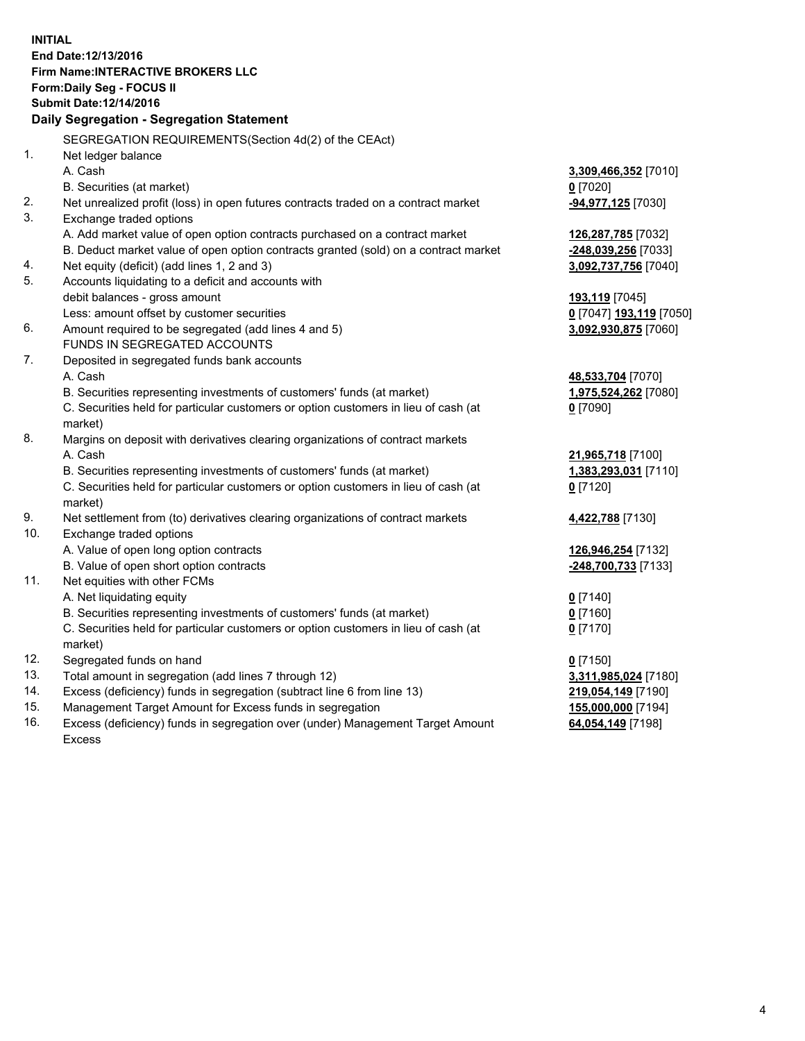**INITIAL**
**End Date:12/13/2016**
**Firm Name:INTERACTIVE BROKERS LLC**
**Form:Daily Seg - FOCUS II**
**Submit Date:12/14/2016**

## Daily Segregation - Segregation Statement

| | | |
|---|---|---|
| | SEGREGATION REQUIREMENTS(Section 4d(2) of the CEAct) | |
| 1. | Net ledger balance | |
| | A. Cash | **3,309,466,352** [7010] |
| | B. Securities (at market) | **0** [7020] |
| 2. | Net unrealized profit (loss) in open futures contracts traded on a contract market | **-94,977,125** [7030] |
| 3. | Exchange traded options | |
| | A. Add market value of open option contracts purchased on a contract market | **126,287,785** [7032] |
| | B. Deduct market value of open option contracts granted (sold) on a contract market | **-248,039,256** [7033] |
| 4. | Net equity (deficit) (add lines 1, 2 and 3) | **3,092,737,756** [7040] |
| 5. | Accounts liquidating to a deficit and accounts with | |
| | debit balances - gross amount | **193,119** [7045] |
| | Less: amount offset by customer securities | **0** [7047] **193,119** [7050] |
| 6. | Amount required to be segregated (add lines 4 and 5) | **3,092,930,875** [7060] |
| | FUNDS IN SEGREGATED ACCOUNTS | |
| 7. | Deposited in segregated funds bank accounts | |
| | A. Cash | **48,533,704** [7070] |
| | B. Securities representing investments of customers' funds (at market) | **1,975,524,262** [7080] |
| | C. Securities held for particular customers or option customers in lieu of cash (at market) | **0** [7090] |
| 8. | Margins on deposit with derivatives clearing organizations of contract markets | |
| | A. Cash | **21,965,718** [7100] |
| | B. Securities representing investments of customers' funds (at market) | **1,383,293,031** [7110] |
| | C. Securities held for particular customers or option customers in lieu of cash (at market) | **0** [7120] |
| 9. | Net settlement from (to) derivatives clearing organizations of contract markets | **4,422,788** [7130] |
| 10. | Exchange traded options | |
| | A. Value of open long option contracts | **126,946,254** [7132] |
| | B. Value of open short option contracts | **-248,700,733** [7133] |
| 11. | Net equities with other FCMs | |
| | A. Net liquidating equity | **0** [7140] |
| | B. Securities representing investments of customers' funds (at market) | **0** [7160] |
| | C. Securities held for particular customers or option customers in lieu of cash (at market) | **0** [7170] |
| 12. | Segregated funds on hand | **0** [7150] |
| 13. | Total amount in segregation (add lines 7 through 12) | **3,311,985,024** [7180] |
| 14. | Excess (deficiency) funds in segregation (subtract line 6 from line 13) | **219,054,149** [7190] |
| 15. | Management Target Amount for Excess funds in segregation | **155,000,000** [7194] |
| 16. | Excess (deficiency) funds in segregation over (under) Management Target Amount Excess | **64,054,149** [7198] |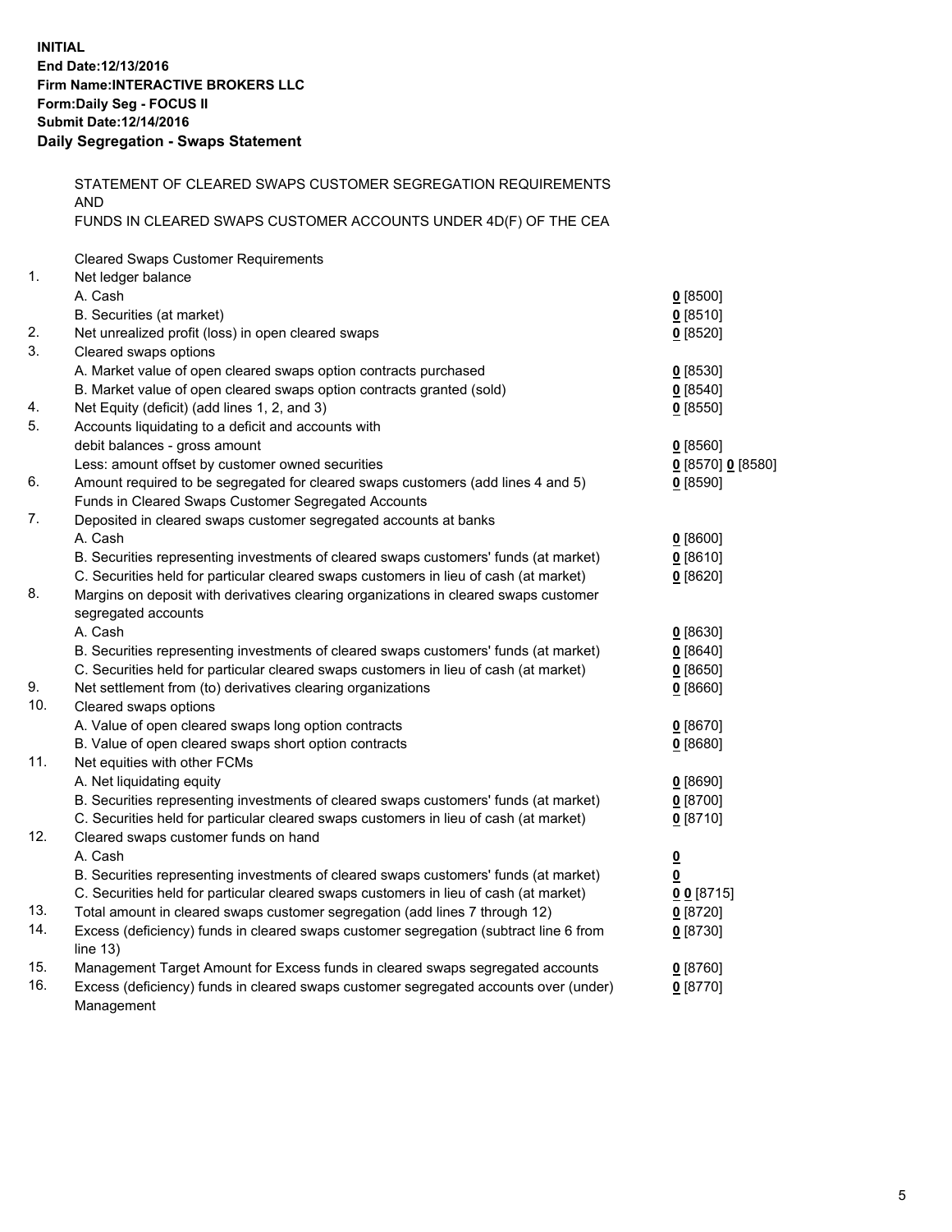**INITIAL**
**End Date:12/13/2016**
**Firm Name:INTERACTIVE BROKERS LLC**
**Form:Daily Seg - FOCUS II**
**Submit Date:12/14/2016**
**Daily Segregation - Swaps Statement**

STATEMENT OF CLEARED SWAPS CUSTOMER SEGREGATION REQUIREMENTS
AND
FUNDS IN CLEARED SWAPS CUSTOMER ACCOUNTS UNDER 4D(F) OF THE CEA

| | | |
|---|---|---|
| | Cleared Swaps Customer Requirements | |
| 1. | Net ledger balance | |
| | A. Cash | 0 [8500] |
| | B. Securities (at market) | 0 [8510] |
| 2. | Net unrealized profit (loss) in open cleared swaps | 0 [8520] |
| 3. | Cleared swaps options | |
| | A. Market value of open cleared swaps option contracts purchased | 0 [8530] |
| | B. Market value of open cleared swaps option contracts granted (sold) | 0 [8540] |
| 4. | Net Equity (deficit) (add lines 1, 2, and 3) | 0 [8550] |
| 5. | Accounts liquidating to a deficit and accounts with | |
| | debit balances - gross amount | 0 [8560] |
| | Less: amount offset by customer owned securities | 0 [8570] 0 [8580] |
| 6. | Amount required to be segregated for cleared swaps customers (add lines 4 and 5) | 0 [8590] |
| | Funds in Cleared Swaps Customer Segregated Accounts | |
| 7. | Deposited in cleared swaps customer segregated accounts at banks | |
| | A. Cash | 0 [8600] |
| | B. Securities representing investments of cleared swaps customers' funds (at market) | 0 [8610] |
| | C. Securities held for particular cleared swaps customers in lieu of cash (at market) | 0 [8620] |
| 8. | Margins on deposit with derivatives clearing organizations in cleared swaps customer segregated accounts | |
| | A. Cash | 0 [8630] |
| | B. Securities representing investments of cleared swaps customers' funds (at market) | 0 [8640] |
| | C. Securities held for particular cleared swaps customers in lieu of cash (at market) | 0 [8650] |
| 9. | Net settlement from (to) derivatives clearing organizations | 0 [8660] |
| 10. | Cleared swaps options | |
| | A. Value of open cleared swaps long option contracts | 0 [8670] |
| | B. Value of open cleared swaps short option contracts | 0 [8680] |
| 11. | Net equities with other FCMs | |
| | A. Net liquidating equity | 0 [8690] |
| | B. Securities representing investments of cleared swaps customers' funds (at market) | 0 [8700] |
| | C. Securities held for particular cleared swaps customers in lieu of cash (at market) | 0 [8710] |
| 12. | Cleared swaps customer funds on hand | |
| | A. Cash | 0 |
| | B. Securities representing investments of cleared swaps customers' funds (at market) | 0 |
| | C. Securities held for particular cleared swaps customers in lieu of cash (at market) | 0 0 [8715] |
| 13. | Total amount in cleared swaps customer segregation (add lines 7 through 12) | 0 [8720] |
| 14. | Excess (deficiency) funds in cleared swaps customer segregation (subtract line 6 from line 13) | 0 [8730] |
| 15. | Management Target Amount for Excess funds in cleared swaps segregated accounts | 0 [8760] |
| 16. | Excess (deficiency) funds in cleared swaps customer segregated accounts over (under) Management | 0 [8770] |